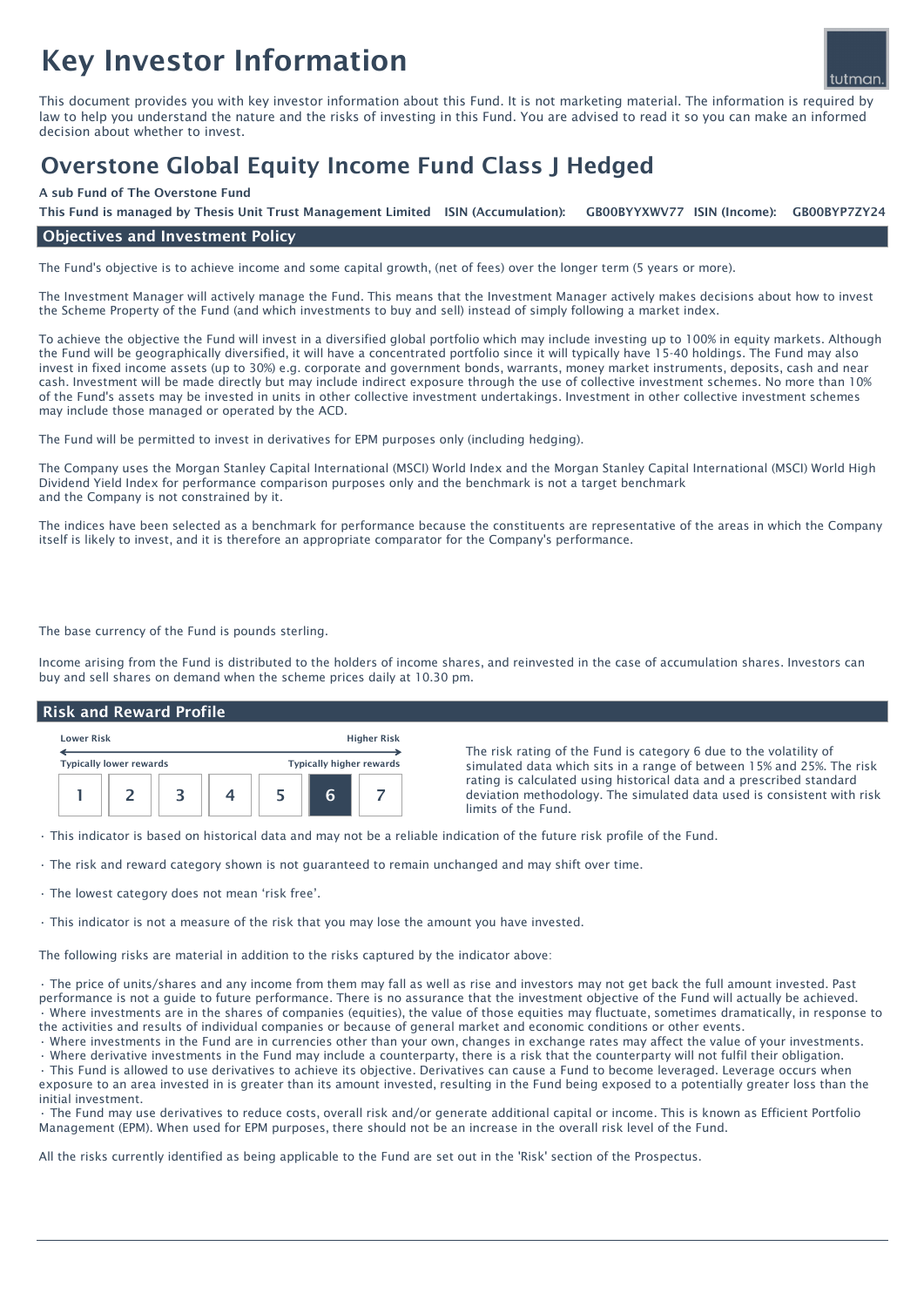# Key Investor Information

This document provides you with key investor information about this Fund. It is not marketing material. The information is required by law to help you understand the nature and the risks of investing in this Fund. You are advised to read it so you can make an informed decision about whether to invest.

## Overstone Global Equity Income Fund Class J Hedged

**A sub Fund of The Overstone Fund**

**This Fund is managed by Thesis Unit Trust Management Limited ISIN (Accumulation): GB00BYYXWV77 ISIN (Income): GB00BYP7ZY24**

### Objectives and Investment Policy

The Fund's objective is to achieve income and some capital growth, (net of fees) over the longer term (5 years or more).

The Investment Manager will actively manage the Fund. This means that the Investment Manager actively makes decisions about how to invest the Scheme Property of the Fund (and which investments to buy and sell) instead of simply following a market index.

To achieve the objective the Fund will invest in a diversified global portfolio which may include investing up to 100% in equity markets. Although the Fund will be geographically diversified, it will have a concentrated portfolio since it will typically have 15-40 holdings. The Fund may also invest in fixed income assets (up to 30%) e.g. corporate and government bonds, warrants, money market instruments, deposits, cash and near cash. Investment will be made directly but may include indirect exposure through the use of collective investment schemes. No more than 10% of the Fund's assets may be invested in units in other collective investment undertakings. Investment in other collective investment schemes may include those managed or operated by the ACD.

The Fund will be permitted to invest in derivatives for EPM purposes only (including hedging).

The Company uses the Morgan Stanley Capital International (MSCI) World Index and the Morgan Stanley Capital International (MSCI) World High Dividend Yield Index for performance comparison purposes only and the benchmark is not a target benchmark and the Company is not constrained by it.

The indices have been selected as a benchmark for performance because the constituents are representative of the areas in which the Company itself is likely to invest, and it is therefore an appropriate comparator for the Company's performance.

The base currency of the Fund is pounds sterling.

Income arising from the Fund is distributed to the holders of income shares, and reinvested in the case of accumulation shares. Investors can buy and sell shares on demand when the scheme prices daily at 10.30 pm.

### Risk and Reward Profile

| Lower Risk | | | | | | Higher Risk |
|---|---|---|---|---|---|---|
| Typically lower rewards | | | | | | Typically higher rewards |
| 1 | 2 | 3 | 4 | 5 | **6** | 7 |

The risk rating of the Fund is category 6 due to the volatility of simulated data which sits in a range of between 15% and 25%. The risk rating is calculated using historical data and a prescribed standard deviation methodology. The simulated data used is consistent with risk limits of the Fund.

- This indicator is based on historical data and may not be a reliable indication of the future risk profile of the Fund.
- The risk and reward category shown is not guaranteed to remain unchanged and may shift over time.
- The lowest category does not mean 'risk free'.
- This indicator is not a measure of the risk that you may lose the amount you have invested.

The following risks are material in addition to the risks captured by the indicator above:

- The price of units/shares and any income from them may fall as well as rise and investors may not get back the full amount invested. Past performance is not a guide to future performance. There is no assurance that the investment objective of the Fund will actually be achieved.
- Where investments are in the shares of companies (equities), the value of those equities may fluctuate, sometimes dramatically, in response to the activities and results of individual companies or because of general market and economic conditions or other events.
- Where investments in the Fund are in currencies other than your own, changes in exchange rates may affect the value of your investments.
- Where derivative investments in the Fund may include a counterparty, there is a risk that the counterparty will not fulfil their obligation.
- This Fund is allowed to use derivatives to achieve its objective. Derivatives can cause a Fund to become leveraged. Leverage occurs when exposure to an area invested in is greater than its amount invested, resulting in the Fund being exposed to a potentially greater loss than the initial investment.
- The Fund may use derivatives to reduce costs, overall risk and/or generate additional capital or income. This is known as Efficient Portfolio Management (EPM). When used for EPM purposes, there should not be an increase in the overall risk level of the Fund.

All the risks currently identified as being applicable to the Fund are set out in the 'Risk' section of the Prospectus.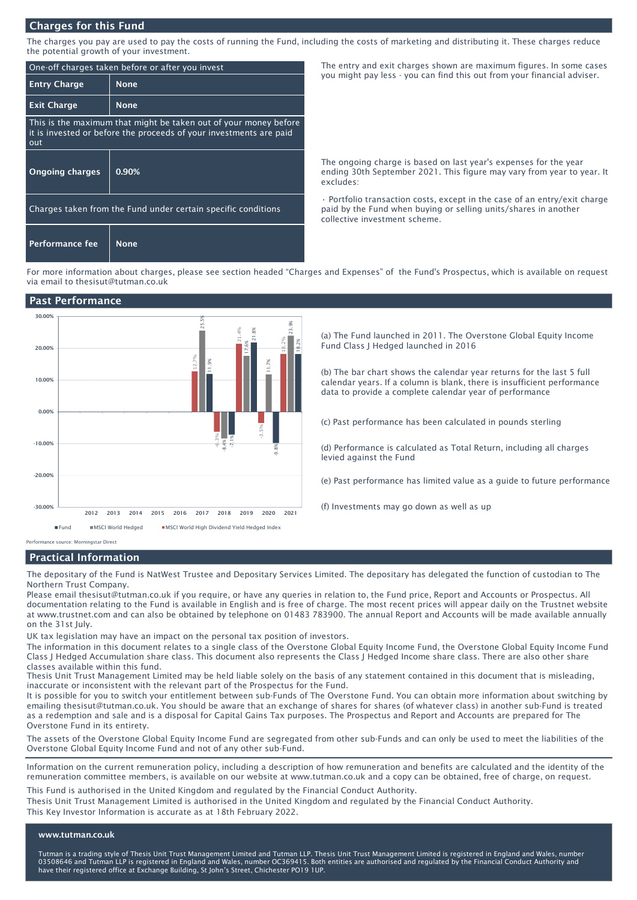## Charges for this Fund

The charges you pay are used to pay the costs of running the Fund, including the costs of marketing and distributing it. These charges reduce the potential growth of your investment.

| One-off charges taken before or after you invest | |
|---|---|
| **Entry Charge** | **None** |
| **Exit Charge** | **None** |
| This is the maximum that might be taken out of your money before it is invested or before the proceeds of your investments are paid out | |
| **Ongoing charges** | **0.90%** |
| Charges taken from the Fund under certain specific conditions | |
| **Performance fee** | **None** |

The entry and exit charges shown are maximum figures. In some cases you might pay less - you can find this out from your financial adviser.

The ongoing charge is based on last year's expenses for the year ending 30th September 2021. This figure may vary from year to year. It excludes:

- Portfolio transaction costs, except in the case of an entry/exit charge paid by the Fund when buying or selling units/shares in another collective investment scheme.

For more information about charges, please see section headed "Charges and Expenses" of the Fund's Prospectus, which is available on request via email to thesisut@tutman.co.uk

## Past Performance

30.00%
20.00%
10.00%
0.00%
-10.00%
-20.00%
-30.00%

2012 2013 2014 2015 2016 2017 2018 2019 2020 2021

12.7% 25.5% 11.9%
-6.3% -8.4% -7.1%
21.4% 17.6% 21.8%
-3.5% 11.7% -9.8%
18.2% 23.8% 18.2%

■ Fund ■ MSCI World Hedged ■ MSCI World High Dividend Yield Hedged Index

Performance source: Morningstar Direct

(a) The Fund launched in 2011. The Overstone Global Equity Income Fund Class J Hedged launched in 2016

(b) The bar chart shows the calendar year returns for the last 5 full calendar years. If a column is blank, there is insufficient performance data to provide a complete calendar year of performance

(c) Past performance has been calculated in pounds sterling

(d) Performance is calculated as Total Return, including all charges levied against the Fund

(e) Past performance has limited value as a guide to future performance

(f) Investments may go down as well as up

## Practical Information

The depositary of the Fund is NatWest Trustee and Depositary Services Limited. The depositary has delegated the function of custodian to The Northern Trust Company.

Please email thesisut@tutman.co.uk if you require, or have any queries in relation to, the Fund price, Report and Accounts or Prospectus. All documentation relating to the Fund is available in English and is free of charge. The most recent prices will appear daily on the Trustnet website at www.trustnet.com and can also be obtained by telephone on 01483 783900. The annual Report and Accounts will be made available annually on the 31st July.

UK tax legislation may have an impact on the personal tax position of investors.

The information in this document relates to a single class of the Overstone Global Equity Income Fund, the Overstone Global Equity Income Fund Class J Hedged Accumulation share class. This document also represents the Class J Hedged Income share class. There are also other share classes available within this fund.

Thesis Unit Trust Management Limited may be held liable solely on the basis of any statement contained in this document that is misleading, inaccurate or inconsistent with the relevant part of the Prospectus for the Fund.

It is possible for you to switch your entitlement between sub-Funds of The Overstone Fund. You can obtain more information about switching by emailing thesisut@tutman.co.uk. You should be aware that an exchange of shares for shares (of whatever class) in another sub-Fund is treated as a redemption and sale and is a disposal for Capital Gains Tax purposes. The Prospectus and Report and Accounts are prepared for The Overstone Fund in its entirety.

The assets of the Overstone Global Equity Income Fund are segregated from other sub-Funds and can only be used to meet the liabilities of the Overstone Global Equity Income Fund and not of any other sub-Fund.

Information on the current remuneration policy, including a description of how remuneration and benefits are calculated and the identity of the remuneration committee members, is available on our website at www.tutman.co.uk and a copy can be obtained, free of charge, on request.

This Fund is authorised in the United Kingdom and regulated by the Financial Conduct Authority.

Thesis Unit Trust Management Limited is authorised in the United Kingdom and regulated by the Financial Conduct Authority.

This Key Investor Information is accurate as at 18th February 2022.

**www.tutman.co.uk**

Tutman is a trading style of Thesis Unit Trust Management Limited and Tutman LLP. Thesis Unit Trust Management Limited is registered in England and Wales, number 03508646 and Tutman LLP is registered in England and Wales, number OC369415. Both entities are authorised and regulated by the Financial Conduct Authority and have their registered office at Exchange Building, St John's Street, Chichester PO19 1UP.